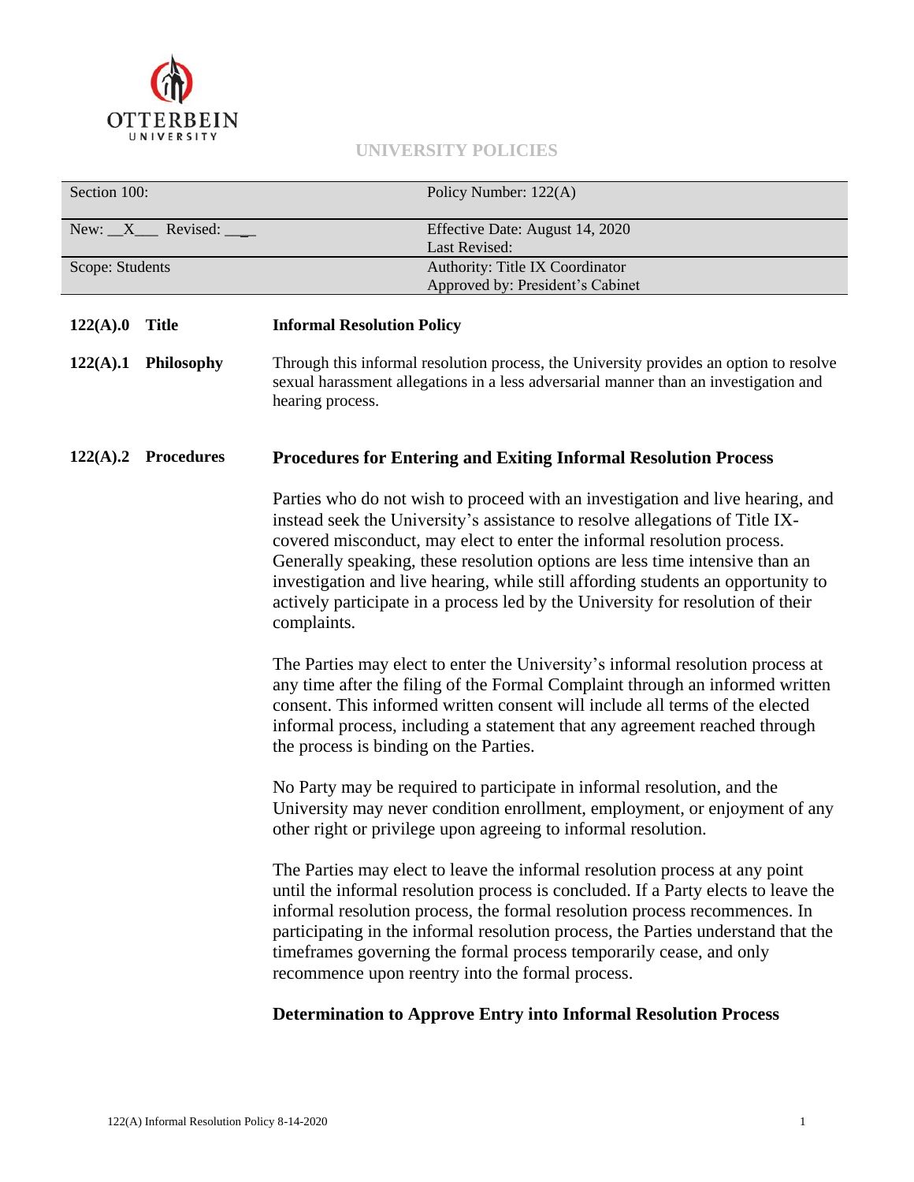**UNIVERSITY POLICIES**

| Section 100: | Policy Number: 122(A) |
| --- | --- |
| New: \_\_X\_\_\_ Revised: \_\_\_\_ | Effective Date: August 14, 2020<br>Last Revised: |
| Scope: Students | Authority: Title IX Coordinator<br>Approved by: President's Cabinet |

**122(A).0 Title** — **Informal Resolution Policy**

**122(A).1 Philosophy**

Through this informal resolution process, the University provides an option to resolve sexual harassment allegations in a less adversarial manner than an investigation and hearing process.

**122(A).2 Procedures**

### Procedures for Entering and Exiting Informal Resolution Process

Parties who do not wish to proceed with an investigation and live hearing, and instead seek the University's assistance to resolve allegations of Title IX-covered misconduct, may elect to enter the informal resolution process. Generally speaking, these resolution options are less time intensive than an investigation and live hearing, while still affording students an opportunity to actively participate in a process led by the University for resolution of their complaints.

The Parties may elect to enter the University's informal resolution process at any time after the filing of the Formal Complaint through an informed written consent. This informed written consent will include all terms of the elected informal process, including a statement that any agreement reached through the process is binding on the Parties.

No Party may be required to participate in informal resolution, and the University may never condition enrollment, employment, or enjoyment of any other right or privilege upon agreeing to informal resolution.

The Parties may elect to leave the informal resolution process at any point until the informal resolution process is concluded. If a Party elects to leave the informal resolution process, the formal resolution process recommences. In participating in the informal resolution process, the Parties understand that the timeframes governing the formal process temporarily cease, and only recommence upon reentry into the formal process.

### Determination to Approve Entry into Informal Resolution Process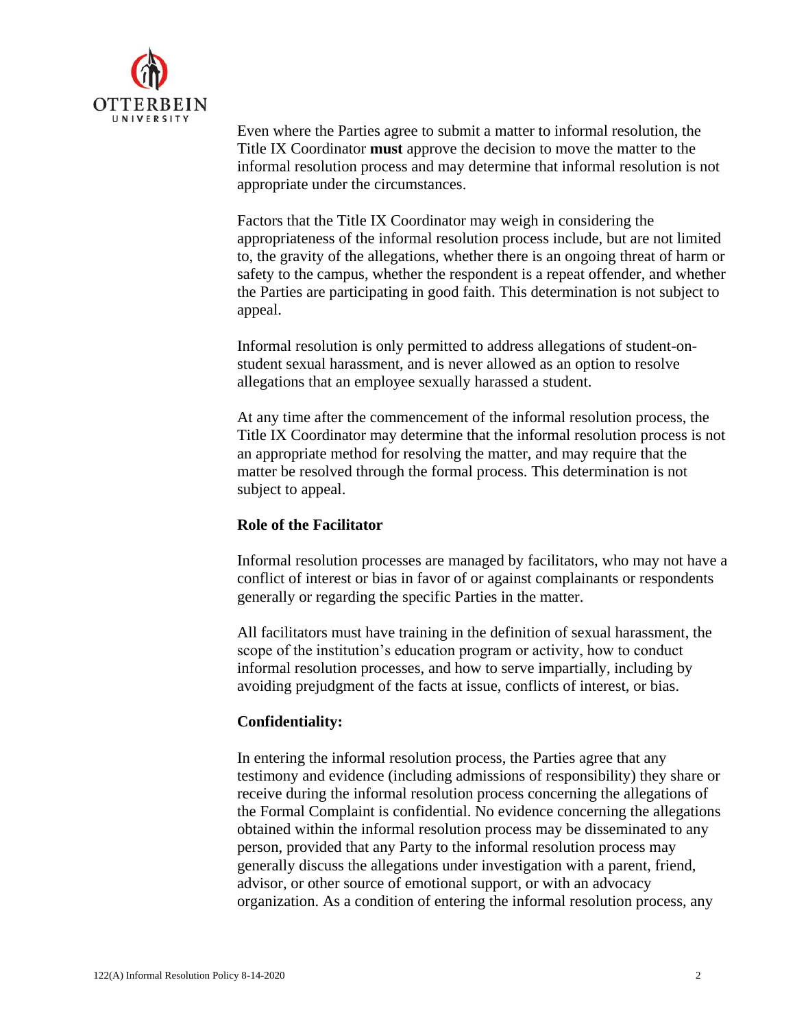Even where the Parties agree to submit a matter to informal resolution, the Title IX Coordinator **must** approve the decision to move the matter to the informal resolution process and may determine that informal resolution is not appropriate under the circumstances.

Factors that the Title IX Coordinator may weigh in considering the appropriateness of the informal resolution process include, but are not limited to, the gravity of the allegations, whether there is an ongoing threat of harm or safety to the campus, whether the respondent is a repeat offender, and whether the Parties are participating in good faith. This determination is not subject to appeal.

Informal resolution is only permitted to address allegations of student-on-student sexual harassment, and is never allowed as an option to resolve allegations that an employee sexually harassed a student.

At any time after the commencement of the informal resolution process, the Title IX Coordinator may determine that the informal resolution process is not an appropriate method for resolving the matter, and may require that the matter be resolved through the formal process. This determination is not subject to appeal.

**Role of the Facilitator**

Informal resolution processes are managed by facilitators, who may not have a conflict of interest or bias in favor of or against complainants or respondents generally or regarding the specific Parties in the matter.

All facilitators must have training in the definition of sexual harassment, the scope of the institution's education program or activity, how to conduct informal resolution processes, and how to serve impartially, including by avoiding prejudgment of the facts at issue, conflicts of interest, or bias.

**Confidentiality:**

In entering the informal resolution process, the Parties agree that any testimony and evidence (including admissions of responsibility) they share or receive during the informal resolution process concerning the allegations of the Formal Complaint is confidential. No evidence concerning the allegations obtained within the informal resolution process may be disseminated to any person, provided that any Party to the informal resolution process may generally discuss the allegations under investigation with a parent, friend, advisor, or other source of emotional support, or with an advocacy organization. As a condition of entering the informal resolution process, any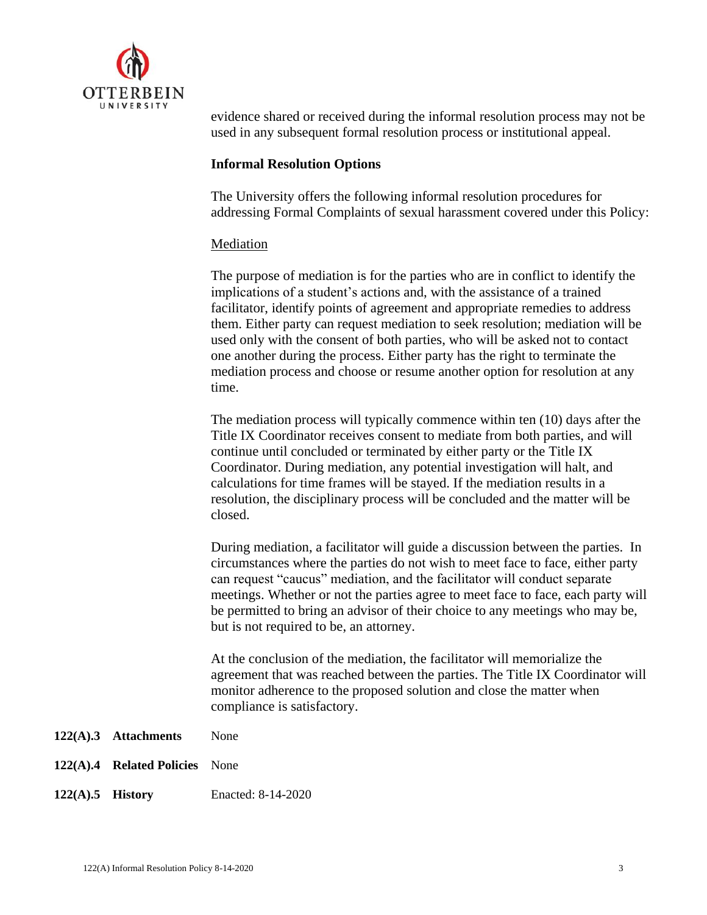evidence shared or received during the informal resolution process may not be used in any subsequent formal resolution process or institutional appeal.

**Informal Resolution Options**

The University offers the following informal resolution procedures for addressing Formal Complaints of sexual harassment covered under this Policy:

<u>Mediation</u>

The purpose of mediation is for the parties who are in conflict to identify the implications of a student's actions and, with the assistance of a trained facilitator, identify points of agreement and appropriate remedies to address them. Either party can request mediation to seek resolution; mediation will be used only with the consent of both parties, who will be asked not to contact one another during the process. Either party has the right to terminate the mediation process and choose or resume another option for resolution at any time.

The mediation process will typically commence within ten (10) days after the Title IX Coordinator receives consent to mediate from both parties, and will continue until concluded or terminated by either party or the Title IX Coordinator. During mediation, any potential investigation will halt, and calculations for time frames will be stayed. If the mediation results in a resolution, the disciplinary process will be concluded and the matter will be closed.

During mediation, a facilitator will guide a discussion between the parties. In circumstances where the parties do not wish to meet face to face, either party can request "caucus" mediation, and the facilitator will conduct separate meetings. Whether or not the parties agree to meet face to face, each party will be permitted to bring an advisor of their choice to any meetings who may be, but is not required to be, an attorney.

At the conclusion of the mediation, the facilitator will memorialize the agreement that was reached between the parties. The Title IX Coordinator will monitor adherence to the proposed solution and close the matter when compliance is satisfactory.

**122(A).3 Attachments** None

**122(A).4 Related Policies** None

**122(A).5 History** Enacted: 8-14-2020